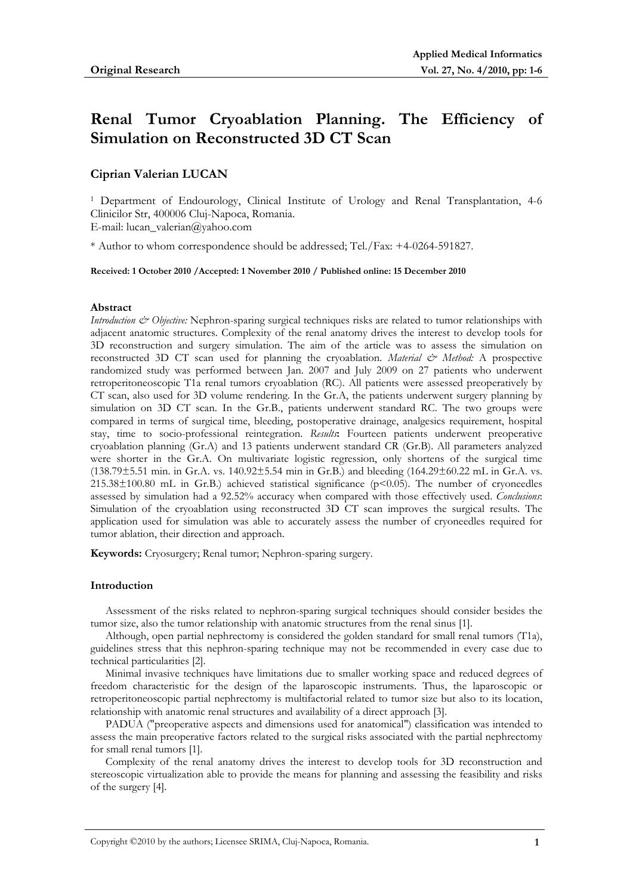**Original Research**

# Renal Tumor Cryoablation Planning. The Efficiency of Simulation on Reconstructed 3D CT Scan

**Ciprian Valerian LUCAN**

[1] Department of Endourology, Clinical Institute of Urology and Renal Transplantation, 4-6 Clinicilor Str, 400006 Cluj-Napoca, Romania.
E-mail: lucan_valerian@yahoo.com

* Author to whom correspondence should be addressed; Tel./Fax: +4-0264-591827.

**Received: 1 October 2010 /Accepted: 1 November 2010 / Published online: 15 December 2010**

## Abstract

*Introduction & Objective:* Nephron-sparing surgical techniques risks are related to tumor relationships with adjacent anatomic structures. Complexity of the renal anatomy drives the interest to develop tools for 3D reconstruction and surgery simulation. The aim of the article was to assess the simulation on reconstructed 3D CT scan used for planning the cryoablation. *Material & Method:* A prospective randomized study was performed between Jan. 2007 and July 2009 on 27 patients who underwent retroperitoneoscopic T1a renal tumors cryoablation (RC). All patients were assessed preoperatively by CT scan, also used for 3D volume rendering. In the Gr.A, the patients underwent surgery planning by simulation on 3D CT scan. In the Gr.B., patients underwent standard RC. The two groups were compared in terms of surgical time, bleeding, postoperative drainage, analgesics requirement, hospital stay, time to socio-professional reintegration. *Results***:** Fourteen patients underwent preoperative cryoablation planning (Gr.A) and 13 patients underwent standard CR (Gr.B). All parameters analyzed were shorter in the Gr.A. On multivariate logistic regression, only shortens of the surgical time (138.79±5.51 min. in Gr.A. vs. 140.92±5.54 min in Gr.B.) and bleeding (164.29±60.22 mL in Gr.A. vs. 215.38±100.80 mL in Gr.B.) achieved statistical significance ($p<0.05$). The number of cryoneedles assessed by simulation had a 92.52% accuracy when compared with those effectively used. *Conclusions*: Simulation of the cryoablation using reconstructed 3D CT scan improves the surgical results. The application used for simulation was able to accurately assess the number of cryoneedles required for tumor ablation, their direction and approach.

**Keywords:** Cryosurgery; Renal tumor; Nephron-sparing surgery.

## Introduction

Assessment of the risks related to nephron-sparing surgical techniques should consider besides the tumor size, also the tumor relationship with anatomic structures from the renal sinus [1].

Although, open partial nephrectomy is considered the golden standard for small renal tumors (T1a), guidelines stress that this nephron-sparing technique may not be recommended in every case due to technical particularities [2].

Minimal invasive techniques have limitations due to smaller working space and reduced degrees of freedom characteristic for the design of the laparoscopic instruments. Thus, the laparoscopic or retroperitoneoscopic partial nephrectomy is multifactorial related to tumor size but also to its location, relationship with anatomic renal structures and availability of a direct approach [3].

PADUA ("preoperative aspects and dimensions used for anatomical") classification was intended to assess the main preoperative factors related to the surgical risks associated with the partial nephrectomy for small renal tumors [1].

Complexity of the renal anatomy drives the interest to develop tools for 3D reconstruction and stereoscopic virtualization able to provide the means for planning and assessing the feasibility and risks of the surgery [4].

Copyright ©2010 by the authors; Licensee SRIMA, Cluj-Napoca, Romania.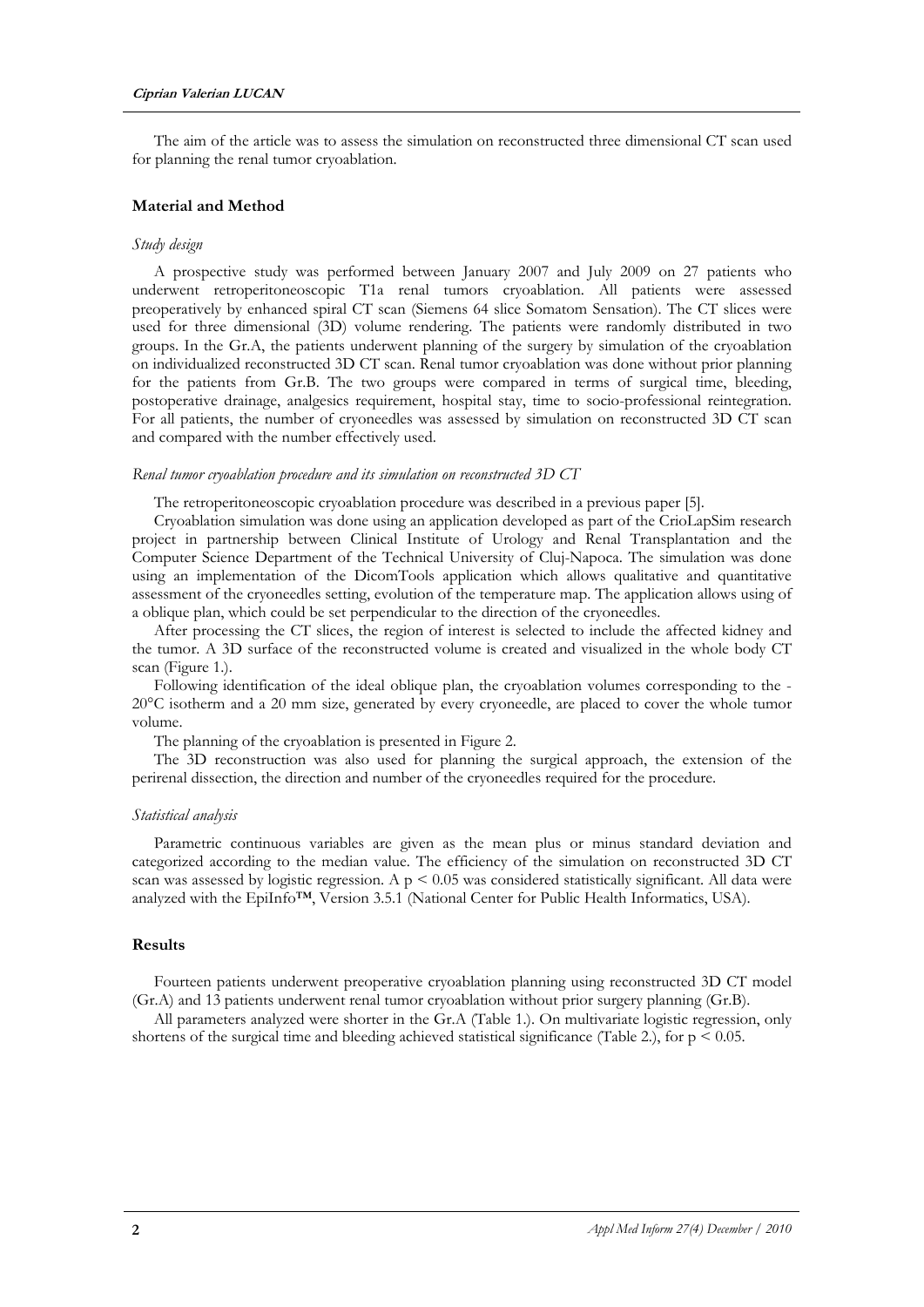The aim of the article was to assess the simulation on reconstructed three dimensional CT scan used for planning the renal tumor cryoablation.

## Material and Method

### *Study design*

A prospective study was performed between January 2007 and July 2009 on 27 patients who underwent retroperitoneoscopic T1a renal tumors cryoablation. All patients were assessed preoperatively by enhanced spiral CT scan (Siemens 64 slice Somatom Sensation). The CT slices were used for three dimensional (3D) volume rendering. The patients were randomly distributed in two groups. In the Gr.A, the patients underwent planning of the surgery by simulation of the cryoablation on individualized reconstructed 3D CT scan. Renal tumor cryoablation was done without prior planning for the patients from Gr.B. The two groups were compared in terms of surgical time, bleeding, postoperative drainage, analgesics requirement, hospital stay, time to socio-professional reintegration. For all patients, the number of cryoneedles was assessed by simulation on reconstructed 3D CT scan and compared with the number effectively used.

### *Renal tumor cryoablation procedure and its simulation on reconstructed 3D CT*

The retroperitoneoscopic cryoablation procedure was described in a previous paper [5].

Cryoablation simulation was done using an application developed as part of the CrioLapSim research project in partnership between Clinical Institute of Urology and Renal Transplantation and the Computer Science Department of the Technical University of Cluj-Napoca. The simulation was done using an implementation of the DicomTools application which allows qualitative and quantitative assessment of the cryoneedles setting, evolution of the temperature map. The application allows using of a oblique plan, which could be set perpendicular to the direction of the cryoneedles.

After processing the CT slices, the region of interest is selected to include the affected kidney and the tumor. A 3D surface of the reconstructed volume is created and visualized in the whole body CT scan (Figure 1.).

Following identification of the ideal oblique plan, the cryoablation volumes corresponding to the -20°C isotherm and a 20 mm size, generated by every cryoneedle, are placed to cover the whole tumor volume.

The planning of the cryoablation is presented in Figure 2.

The 3D reconstruction was also used for planning the surgical approach, the extension of the perirenal dissection, the direction and number of the cryoneedles required for the procedure.

### *Statistical analysis*

Parametric continuous variables are given as the mean plus or minus standard deviation and categorized according to the median value. The efficiency of the simulation on reconstructed 3D CT scan was assessed by logistic regression. A $p < 0.05$ was considered statistically significant. All data were analyzed with the EpiInfo™, Version 3.5.1 (National Center for Public Health Informatics, USA).

## Results

Fourteen patients underwent preoperative cryoablation planning using reconstructed 3D CT model (Gr.A) and 13 patients underwent renal tumor cryoablation without prior surgery planning (Gr.B).

All parameters analyzed were shorter in the Gr.A (Table 1.). On multivariate logistic regression, only shortens of the surgical time and bleeding achieved statistical significance (Table 2.), for $p < 0.05$.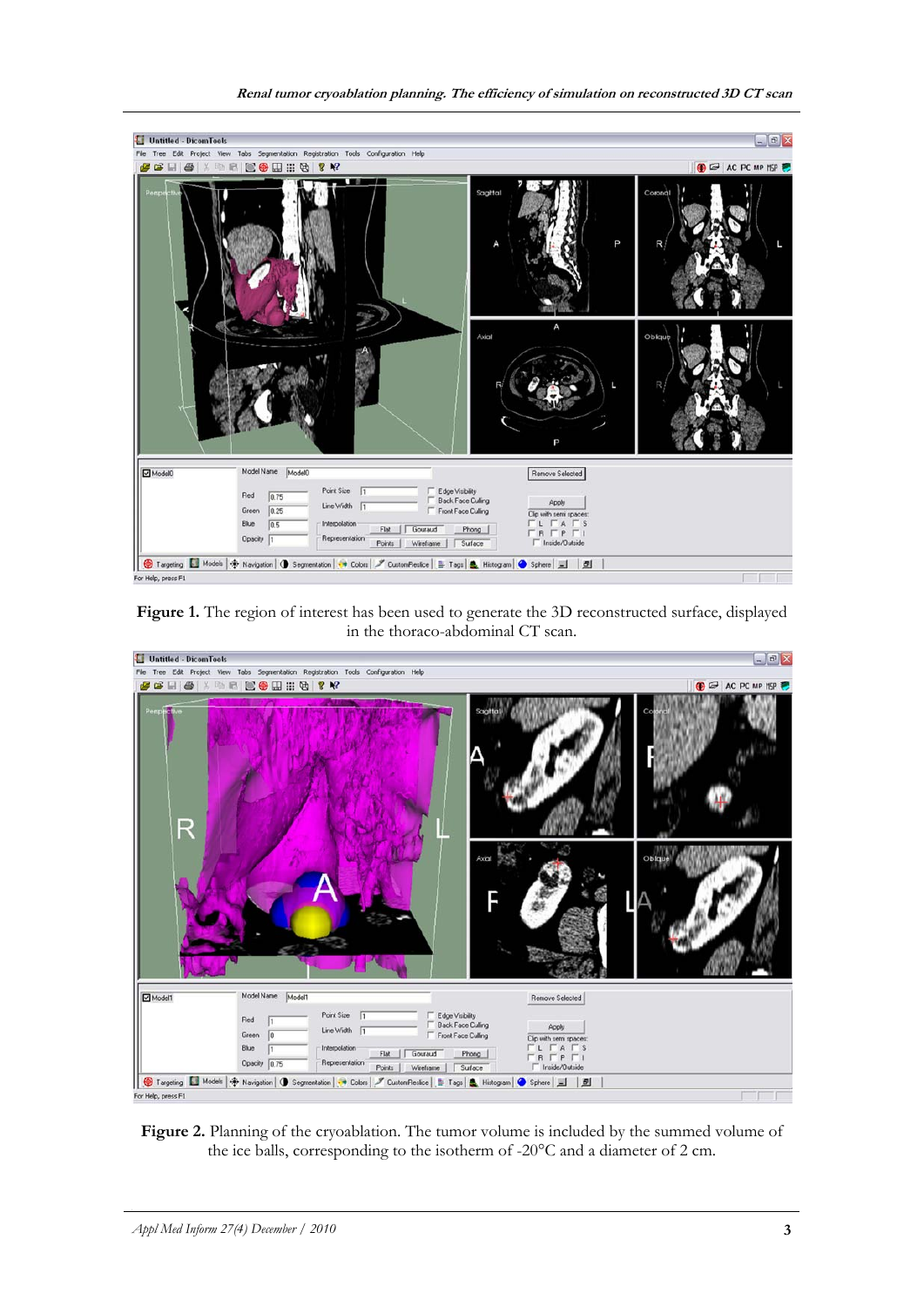**Figure 1.** The region of interest has been used to generate the 3D reconstructed surface, displayed in the thoraco-abdominal CT scan.

**Figure 2.** Planning of the cryoablation. The tumor volume is included by the summed volume of the ice balls, corresponding to the isotherm of -20°C and a diameter of 2 cm.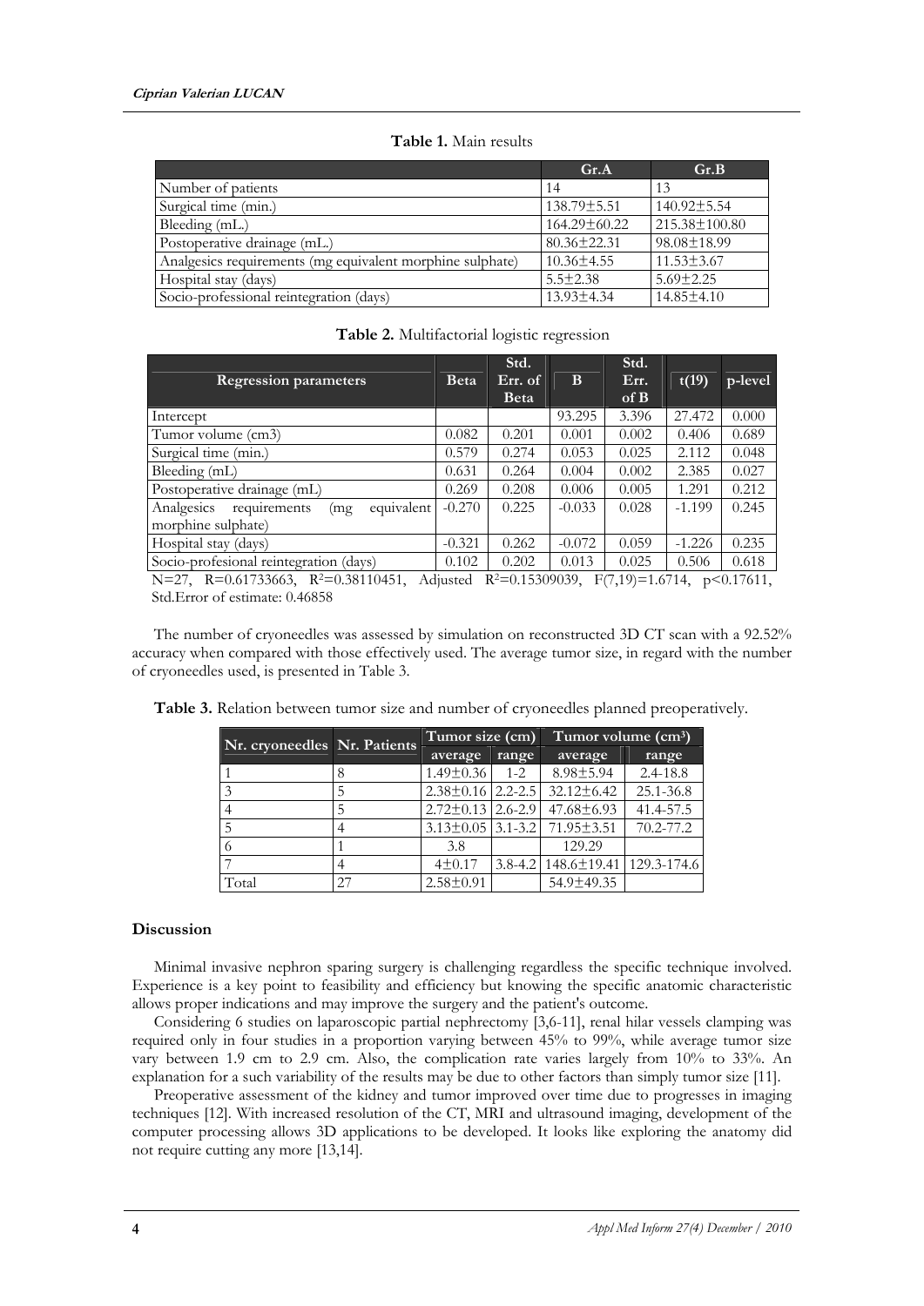**Table 1.** Main results

| | Gr.A | Gr.B |
|---|---|---|
| Number of patients | 14 | 13 |
| Surgical time (min.) | 138.79±5.51 | 140.92±5.54 |
| Bleeding (mL.) | 164.29±60.22 | 215.38±100.80 |
| Postoperative drainage (mL.) | 80.36±22.31 | 98.08±18.99 |
| Analgesics requirements (mg equivalent morphine sulphate) | 10.36±4.55 | 11.53±3.67 |
| Hospital stay (days) | 5.5±2.38 | 5.69±2.25 |
| Socio-professional reintegration (days) | 13.93±4.34 | 14.85±4.10 |

**Table 2.** Multifactorial logistic regression

| Regression parameters | Beta | Std. Err. of Beta | B | Std. Err. of B | t(19) | p-level |
|---|---|---|---|---|---|---|
| Intercept | | | 93.295 | 3.396 | 27.472 | 0.000 |
| Tumor volume (cm3) | 0.082 | 0.201 | 0.001 | 0.002 | 0.406 | 0.689 |
| Surgical time (min.) | 0.579 | 0.274 | 0.053 | 0.025 | 2.112 | 0.048 |
| Bleeding (mL) | 0.631 | 0.264 | 0.004 | 0.002 | 2.385 | 0.027 |
| Postoperative drainage (mL) | 0.269 | 0.208 | 0.006 | 0.005 | 1.291 | 0.212 |
| Analgesics requirements (mg equivalent morphine sulphate) | -0.270 | 0.225 | -0.033 | 0.028 | -1.199 | 0.245 |
| Hospital stay (days) | -0.321 | 0.262 | -0.072 | 0.059 | -1.226 | 0.235 |
| Socio-profesional reintegration (days) | 0.102 | 0.202 | 0.013 | 0.025 | 0.506 | 0.618 |

N=27, R=0.61733663, $R^2$=0.38110451, Adjusted $R^2$=0.15309039, $F(7,19)$=1.6714, $p<0.17611$, Std.Error of estimate: 0.46858

The number of cryoneedles was assessed by simulation on reconstructed 3D CT scan with a 92.52% accuracy when compared with those effectively used. The average tumor size, in regard with the number of cryoneedles used, is presented in Table 3.

**Table 3.** Relation between tumor size and number of cryoneedles planned preoperatively.

| Nr. cryoneedles | Nr. Patients | Tumor size (cm) | | Tumor volume (cm³) | |
|---|---|---|---|---|---|
| | | average | range | average | range |
| 1 | 8 | 1.49±0.36 | 1-2 | 8.98±5.94 | 2.4-18.8 |
| 3 | 5 | 2.38±0.16 | 2.2-2.5 | 32.12±6.42 | 25.1-36.8 |
| 4 | 5 | 2.72±0.13 | 2.6-2.9 | 47.68±6.93 | 41.4-57.5 |
| 5 | 4 | 3.13±0.05 | 3.1-3.2 | 71.95±3.51 | 70.2-77.2 |
| 6 | 1 | 3.8 | | 129.29 | |
| 7 | 4 | 4±0.17 | 3.8-4.2 | 148.6±19.41 | 129.3-174.6 |
| Total | 27 | 2.58±0.91 | | 54.9±49.35 | |

## Discussion

Minimal invasive nephron sparing surgery is challenging regardless the specific technique involved. Experience is a key point to feasibility and efficiency but knowing the specific anatomic characteristic allows proper indications and may improve the surgery and the patient's outcome.

Considering 6 studies on laparoscopic partial nephrectomy [3,6-11], renal hilar vessels clamping was required only in four studies in a proportion varying between 45% to 99%, while average tumor size vary between 1.9 cm to 2.9 cm. Also, the complication rate varies largely from 10% to 33%. An explanation for a such variability of the results may be due to other factors than simply tumor size [11].

Preoperative assessment of the kidney and tumor improved over time due to progresses in imaging techniques [12]. With increased resolution of the CT, MRI and ultrasound imaging, development of the computer processing allows 3D applications to be developed. It looks like exploring the anatomy did not require cutting any more [13,14].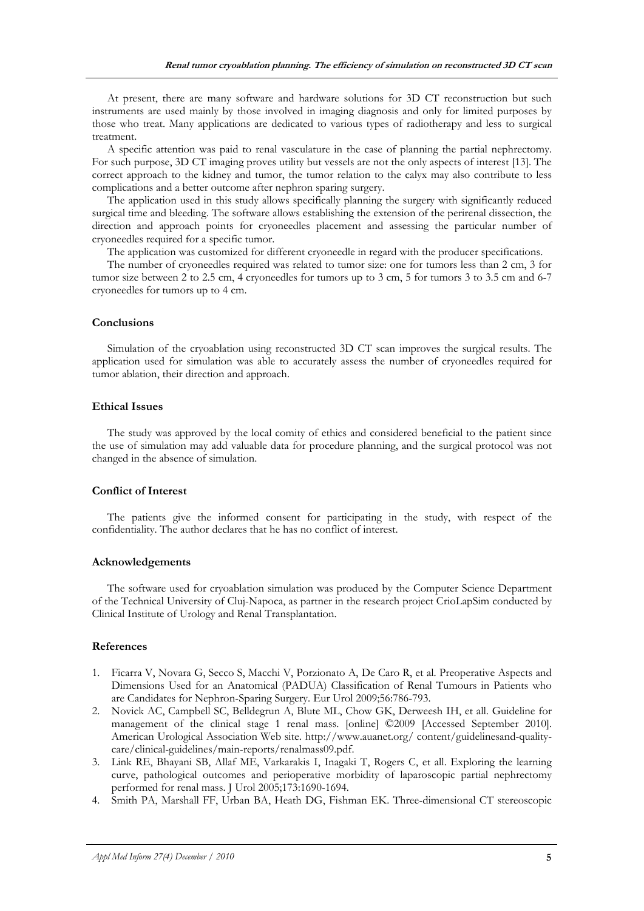At present, there are many software and hardware solutions for 3D CT reconstruction but such instruments are used mainly by those involved in imaging diagnosis and only for limited purposes by those who treat. Many applications are dedicated to various types of radiotherapy and less to surgical treatment.

A specific attention was paid to renal vasculature in the case of planning the partial nephrectomy. For such purpose, 3D CT imaging proves utility but vessels are not the only aspects of interest [13]. The correct approach to the kidney and tumor, the tumor relation to the calyx may also contribute to less complications and a better outcome after nephron sparing surgery.

The application used in this study allows specifically planning the surgery with significantly reduced surgical time and bleeding. The software allows establishing the extension of the perirenal dissection, the direction and approach points for cryoneedles placement and assessing the particular number of cryoneedles required for a specific tumor.

The application was customized for different cryoneedle in regard with the producer specifications.

The number of cryoneedles required was related to tumor size: one for tumors less than 2 cm, 3 for tumor size between 2 to 2.5 cm, 4 cryoneedles for tumors up to 3 cm, 5 for tumors 3 to 3.5 cm and 6-7 cryoneedles for tumors up to 4 cm.

## Conclusions

Simulation of the cryoablation using reconstructed 3D CT scan improves the surgical results. The application used for simulation was able to accurately assess the number of cryoneedles required for tumor ablation, their direction and approach.

## Ethical Issues

The study was approved by the local comity of ethics and considered beneficial to the patient since the use of simulation may add valuable data for procedure planning, and the surgical protocol was not changed in the absence of simulation.

## Conflict of Interest

The patients give the informed consent for participating in the study, with respect of the confidentiality. The author declares that he has no conflict of interest.

## Acknowledgements

The software used for cryoablation simulation was produced by the Computer Science Department of the Technical University of Cluj-Napoca, as partner in the research project CrioLapSim conducted by Clinical Institute of Urology and Renal Transplantation.

## References

1. Ficarra V, Novara G, Secco S, Macchi V, Porzionato A, De Caro R, et al. Preoperative Aspects and Dimensions Used for an Anatomical (PADUA) Classification of Renal Tumours in Patients who are Candidates for Nephron-Sparing Surgery. Eur Urol 2009;56:786-793.
2. Novick AC, Campbell SC, Belldegrun A, Blute ML, Chow GK, Derweesh IH, et all. Guideline for management of the clinical stage 1 renal mass. [online] ©2009 [Accessed September 2010]. American Urological Association Web site. http://www.auanet.org/ content/guidelinesand-quality-care/clinical-guidelines/main-reports/renalmass09.pdf.
3. Link RE, Bhayani SB, Allaf ME, Varkarakis I, Inagaki T, Rogers C, et all. Exploring the learning curve, pathological outcomes and perioperative morbidity of laparoscopic partial nephrectomy performed for renal mass. J Urol 2005;173:1690-1694.
4. Smith PA, Marshall FF, Urban BA, Heath DG, Fishman EK. Three-dimensional CT stereoscopic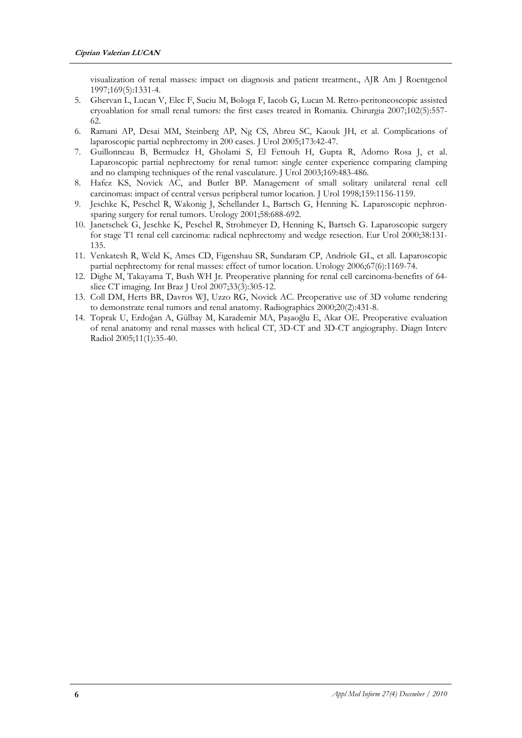visualization of renal masses: impact on diagnosis and patient treatment., AJR Am J Roentgenol 1997;169(5):1331-4.

5. Ghervan L, Lucan V, Elec F, Suciu M, Bologa F, Iacob G, Lucan M. Retro-peritoneoscopic assisted cryoablation for small renal tumors: the first cases treated in Romania. Chirurgia 2007;102(5):557-62.
6. Ramani AP, Desai MM, Steinberg AP, Ng CS, Abreu SC, Kaouk JH, et al. Complications of laparoscopic partial nephrectomy in 200 cases. J Urol 2005;173:42-47.
7. Guillonneau B, Bermudez H, Gholami S, El Fettouh H, Gupta R, Adorno Rosa J, et al. Laparoscopic partial nephrectomy for renal tumor: single center experience comparing clamping and no clamping techniques of the renal vasculature. J Urol 2003;169:483-486.
8. Hafez KS, Novick AC, and Butler BP. Management of small solitary unilateral renal cell carcinomas: impact of central versus peripheral tumor location. J Urol 1998;159:1156-1159.
9. Jeschke K, Peschel R, Wakonig J, Schellander L, Bartsch G, Henning K. Laparoscopic nephron-sparing surgery for renal tumors. Urology 2001;58:688-692.
10. Janetschek G, Jeschke K, Peschel R, Strohmeyer D, Henning K, Bartsch G. Laparoscopic surgery for stage T1 renal cell carcinoma: radical nephrectomy and wedge resection. Eur Urol 2000;38:131-135.
11. Venkatesh R, Weld K, Ames CD, Figenshau SR, Sundaram CP, Andriole GL, et all. Laparoscopic partial nephrectomy for renal masses: effect of tumor location. Urology 2006;67(6):1169-74.
12. Dighe M, Takayama T, Bush WH Jr. Preoperative planning for renal cell carcinoma-benefits of 64-slice CT imaging. Int Braz J Urol 2007;33(3):305-12.
13. Coll DM, Herts BR, Davros WJ, Uzzo RG, Novick AC. Preoperative use of 3D volume rendering to demonstrate renal tumors and renal anatomy. Radiographics 2000;20(2):431-8.
14. Toprak U, Erdoğan A, Gülbay M, Karademir MA, Paşaoğlu E, Akar OE. Preoperative evaluation of renal anatomy and renal masses with helical CT, 3D-CT and 3D-CT angiography. Diagn Interv Radiol 2005;11(1):35-40.